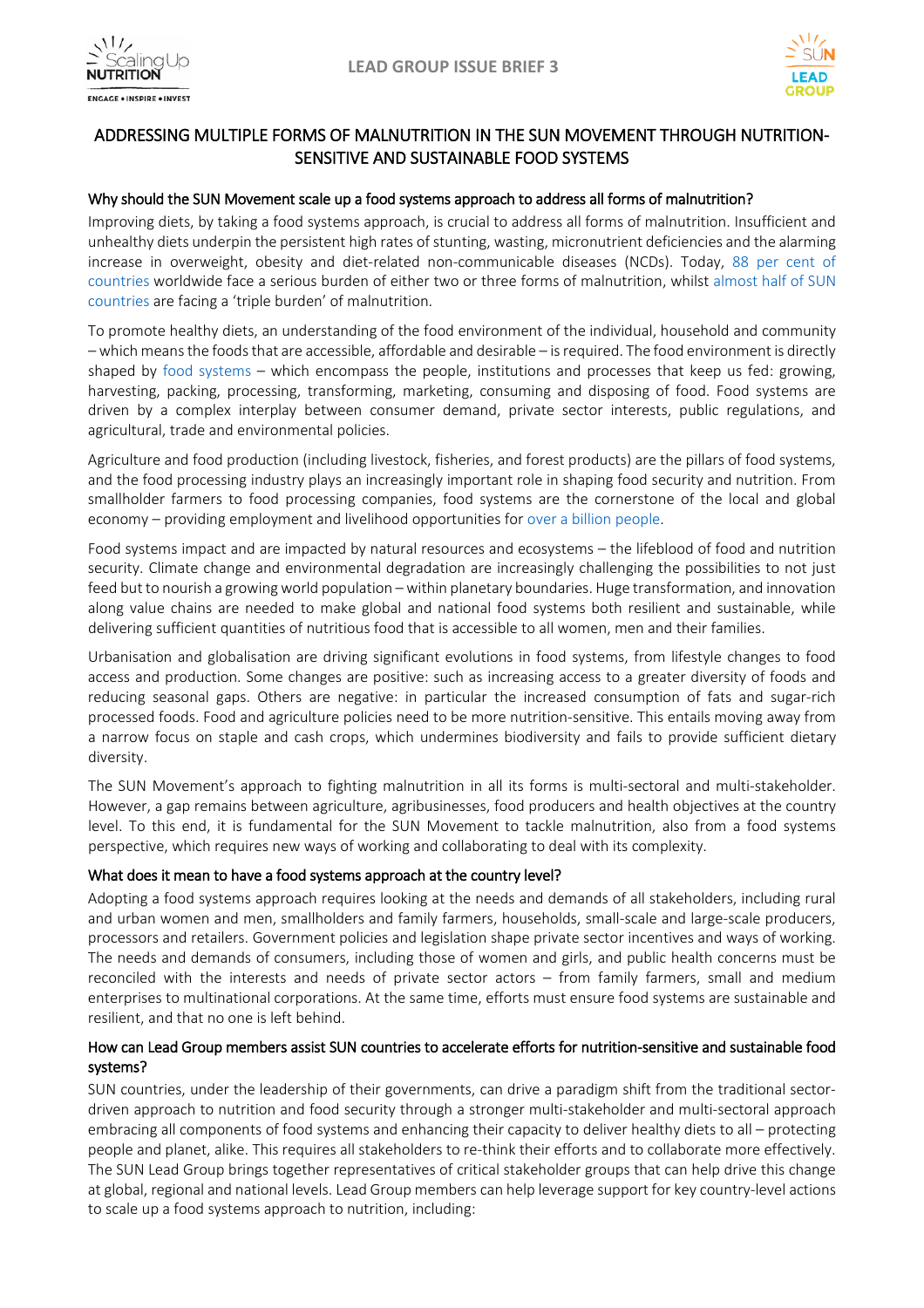LEAD GROUP ISSUE BRIEF 3

# ADDRESSING MULTIPLE FORMS OF MALNUTRITION IN THE SUN MOVEMENT THROUGH NUTRITION-SENSITIVE AND SUSTAINABLE FOOD SYSTEMS

## Why should the SUN Movement scale up a food systems approach to address all forms of malnutrition?

Improving diets, by taking a food systems approach, is crucial to address all forms of malnutrition. Insufficient and unhealthy diets underpin the persistent high rates of stunting, wasting, micronutrient deficiencies and the alarming increase in overweight, obesity and diet-related non-communicable diseases (NCDs). Today, 88 per cent of countries worldwide face a serious burden of either two or three forms of malnutrition, whilst almost half of SUN countries are facing a 'triple burden' of malnutrition.

To promote healthy diets, an understanding of the food environment of the individual, household and community – which means the foods that are accessible, affordable and desirable – is required. The food environment is directly shaped by food systems – which encompass the people, institutions and processes that keep us fed: growing, harvesting, packing, processing, transforming, marketing, consuming and disposing of food. Food systems are driven by a complex interplay between consumer demand, private sector interests, public regulations, and agricultural, trade and environmental policies.

Agriculture and food production (including livestock, fisheries, and forest products) are the pillars of food systems, and the food processing industry plays an increasingly important role in shaping food security and nutrition. From smallholder farmers to food processing companies, food systems are the cornerstone of the local and global economy – providing employment and livelihood opportunities for over a billion people.

Food systems impact and are impacted by natural resources and ecosystems – the lifeblood of food and nutrition security. Climate change and environmental degradation are increasingly challenging the possibilities to not just feed but to nourish a growing world population – within planetary boundaries. Huge transformation, and innovation along value chains are needed to make global and national food systems both resilient and sustainable, while delivering sufficient quantities of nutritious food that is accessible to all women, men and their families.

Urbanisation and globalisation are driving significant evolutions in food systems, from lifestyle changes to food access and production. Some changes are positive: such as increasing access to a greater diversity of foods and reducing seasonal gaps. Others are negative: in particular the increased consumption of fats and sugar-rich processed foods. Food and agriculture policies need to be more nutrition-sensitive. This entails moving away from a narrow focus on staple and cash crops, which undermines biodiversity and fails to provide sufficient dietary diversity.

The SUN Movement's approach to fighting malnutrition in all its forms is multi-sectoral and multi-stakeholder. However, a gap remains between agriculture, agribusinesses, food producers and health objectives at the country level. To this end, it is fundamental for the SUN Movement to tackle malnutrition, also from a food systems perspective, which requires new ways of working and collaborating to deal with its complexity.

## What does it mean to have a food systems approach at the country level?

Adopting a food systems approach requires looking at the needs and demands of all stakeholders, including rural and urban women and men, smallholders and family farmers, households, small-scale and large-scale producers, processors and retailers. Government policies and legislation shape private sector incentives and ways of working. The needs and demands of consumers, including those of women and girls, and public health concerns must be reconciled with the interests and needs of private sector actors – from family farmers, small and medium enterprises to multinational corporations. At the same time, efforts must ensure food systems are sustainable and resilient, and that no one is left behind.

## How can Lead Group members assist SUN countries to accelerate efforts for nutrition-sensitive and sustainable food systems?

SUN countries, under the leadership of their governments, can drive a paradigm shift from the traditional sector-driven approach to nutrition and food security through a stronger multi-stakeholder and multi-sectoral approach embracing all components of food systems and enhancing their capacity to deliver healthy diets to all – protecting people and planet, alike. This requires all stakeholders to re-think their efforts and to collaborate more effectively. The SUN Lead Group brings together representatives of critical stakeholder groups that can help drive this change at global, regional and national levels. Lead Group members can help leverage support for key country-level actions to scale up a food systems approach to nutrition, including: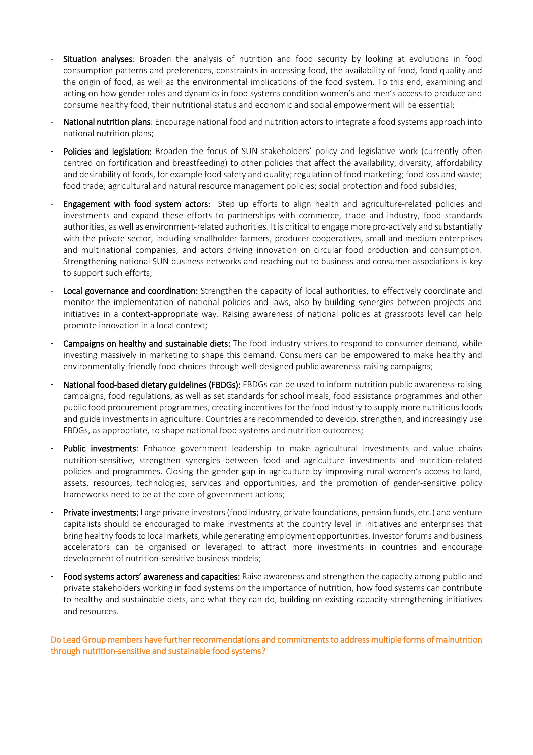- **Situation analyses**: Broaden the analysis of nutrition and food security by looking at evolutions in food consumption patterns and preferences, constraints in accessing food, the availability of food, food quality and the origin of food, as well as the environmental implications of the food system. To this end, examining and acting on how gender roles and dynamics in food systems condition women's and men's access to produce and consume healthy food, their nutritional status and economic and social empowerment will be essential;
- **National nutrition plans**: Encourage national food and nutrition actors to integrate a food systems approach into national nutrition plans;
- **Policies and legislation:** Broaden the focus of SUN stakeholders' policy and legislative work (currently often centred on fortification and breastfeeding) to other policies that affect the availability, diversity, affordability and desirability of foods, for example food safety and quality; regulation of food marketing; food loss and waste; food trade; agricultural and natural resource management policies; social protection and food subsidies;
- **Engagement with food system actors:** Step up efforts to align health and agriculture-related policies and investments and expand these efforts to partnerships with commerce, trade and industry, food standards authorities, as well as environment-related authorities. It is critical to engage more pro-actively and substantially with the private sector, including smallholder farmers, producer cooperatives, small and medium enterprises and multinational companies, and actors driving innovation on circular food production and consumption. Strengthening national SUN business networks and reaching out to business and consumer associations is key to support such efforts;
- **Local governance and coordination:** Strengthen the capacity of local authorities, to effectively coordinate and monitor the implementation of national policies and laws, also by building synergies between projects and initiatives in a context-appropriate way. Raising awareness of national policies at grassroots level can help promote innovation in a local context;
- **Campaigns on healthy and sustainable diets:** The food industry strives to respond to consumer demand, while investing massively in marketing to shape this demand. Consumers can be empowered to make healthy and environmentally-friendly food choices through well-designed public awareness-raising campaigns;
- **National food-based dietary guidelines (FBDGs):** FBDGs can be used to inform nutrition public awareness-raising campaigns, food regulations, as well as set standards for school meals, food assistance programmes and other public food procurement programmes, creating incentives for the food industry to supply more nutritious foods and guide investments in agriculture. Countries are recommended to develop, strengthen, and increasingly use FBDGs, as appropriate, to shape national food systems and nutrition outcomes;
- **Public investments**: Enhance government leadership to make agricultural investments and value chains nutrition-sensitive, strengthen synergies between food and agriculture investments and nutrition-related policies and programmes. Closing the gender gap in agriculture by improving rural women's access to land, assets, resources, technologies, services and opportunities, and the promotion of gender-sensitive policy frameworks need to be at the core of government actions;
- **Private investments:** Large private investors (food industry, private foundations, pension funds, etc.) and venture capitalists should be encouraged to make investments at the country level in initiatives and enterprises that bring healthy foods to local markets, while generating employment opportunities. Investor forums and business accelerators can be organised or leveraged to attract more investments in countries and encourage development of nutrition-sensitive business models;
- **Food systems actors' awareness and capacities:** Raise awareness and strengthen the capacity among public and private stakeholders working in food systems on the importance of nutrition, how food systems can contribute to healthy and sustainable diets, and what they can do, building on existing capacity-strengthening initiatives and resources.

Do Lead Group members have further recommendations and commitments to address multiple forms of malnutrition through nutrition-sensitive and sustainable food systems?